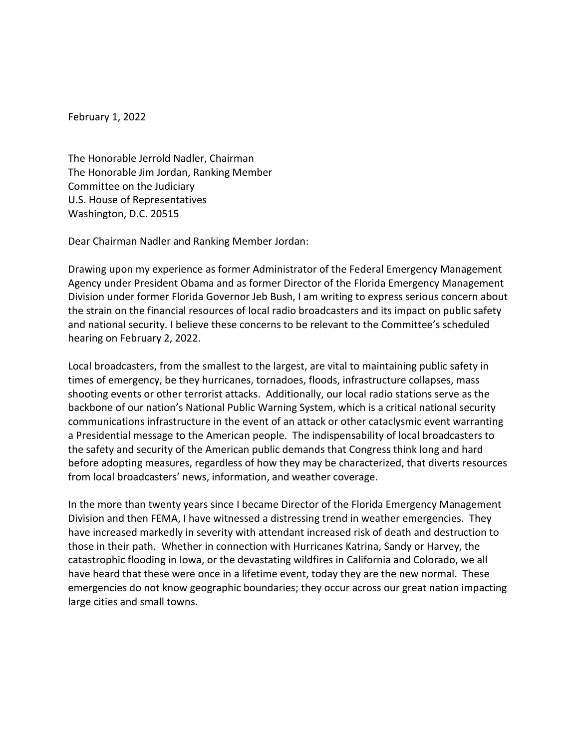February 1, 2022

The Honorable Jerrold Nadler, Chairman
The Honorable Jim Jordan, Ranking Member
Committee on the Judiciary
U.S. House of Representatives
Washington, D.C. 20515

Dear Chairman Nadler and Ranking Member Jordan:

Drawing upon my experience as former Administrator of the Federal Emergency Management Agency under President Obama and as former Director of the Florida Emergency Management Division under former Florida Governor Jeb Bush, I am writing to express serious concern about the strain on the financial resources of local radio broadcasters and its impact on public safety and national security. I believe these concerns to be relevant to the Committee's scheduled hearing on February 2, 2022.

Local broadcasters, from the smallest to the largest, are vital to maintaining public safety in times of emergency, be they hurricanes, tornadoes, floods, infrastructure collapses, mass shooting events or other terrorist attacks. Additionally, our local radio stations serve as the backbone of our nation's National Public Warning System, which is a critical national security communications infrastructure in the event of an attack or other cataclysmic event warranting a Presidential message to the American people. The indispensability of local broadcasters to the safety and security of the American public demands that Congress think long and hard before adopting measures, regardless of how they may be characterized, that diverts resources from local broadcasters' news, information, and weather coverage.

In the more than twenty years since I became Director of the Florida Emergency Management Division and then FEMA, I have witnessed a distressing trend in weather emergencies. They have increased markedly in severity with attendant increased risk of death and destruction to those in their path. Whether in connection with Hurricanes Katrina, Sandy or Harvey, the catastrophic flooding in Iowa, or the devastating wildfires in California and Colorado, we all have heard that these were once in a lifetime event, today they are the new normal. These emergencies do not know geographic boundaries; they occur across our great nation impacting large cities and small towns.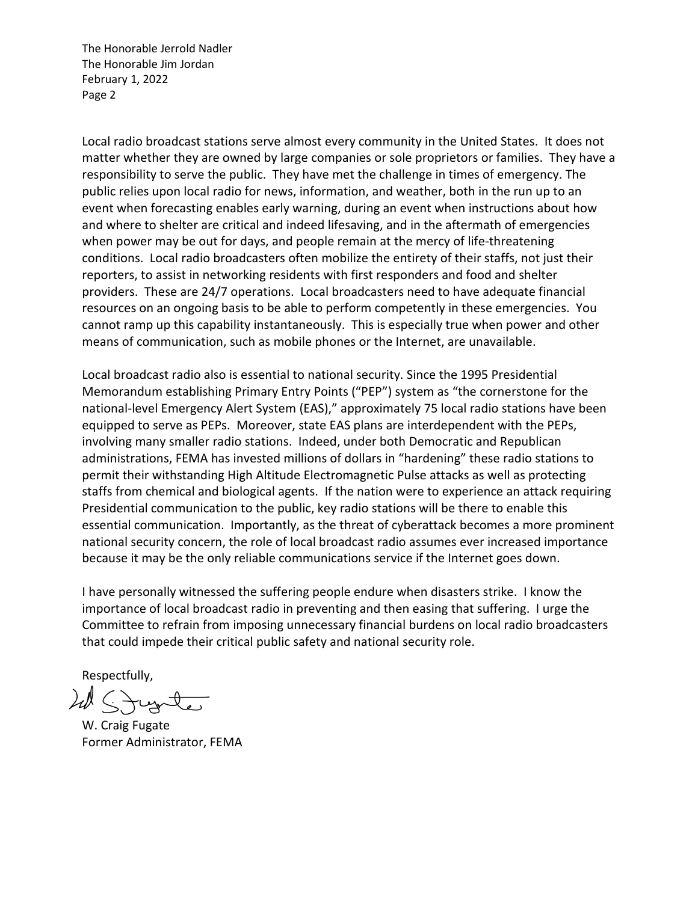Local radio broadcast stations serve almost every community in the United States. It does not matter whether they are owned by large companies or sole proprietors or families. They have a responsibility to serve the public. They have met the challenge in times of emergency. The public relies upon local radio for news, information, and weather, both in the run up to an event when forecasting enables early warning, during an event when instructions about how and where to shelter are critical and indeed lifesaving, and in the aftermath of emergencies when power may be out for days, and people remain at the mercy of life-threatening conditions. Local radio broadcasters often mobilize the entirety of their staffs, not just their reporters, to assist in networking residents with first responders and food and shelter providers. These are 24/7 operations. Local broadcasters need to have adequate financial resources on an ongoing basis to be able to perform competently in these emergencies. You cannot ramp up this capability instantaneously. This is especially true when power and other means of communication, such as mobile phones or the Internet, are unavailable.

Local broadcast radio also is essential to national security. Since the 1995 Presidential Memorandum establishing Primary Entry Points ("PEP") system as "the cornerstone for the national-level Emergency Alert System (EAS)," approximately 75 local radio stations have been equipped to serve as PEPs. Moreover, state EAS plans are interdependent with the PEPs, involving many smaller radio stations. Indeed, under both Democratic and Republican administrations, FEMA has invested millions of dollars in "hardening" these radio stations to permit their withstanding High Altitude Electromagnetic Pulse attacks as well as protecting staffs from chemical and biological agents. If the nation were to experience an attack requiring Presidential communication to the public, key radio stations will be there to enable this essential communication. Importantly, as the threat of cyberattack becomes a more prominent national security concern, the role of local broadcast radio assumes ever increased importance because it may be the only reliable communications service if the Internet goes down.

I have personally witnessed the suffering people endure when disasters strike. I know the importance of local broadcast radio in preventing and then easing that suffering. I urge the Committee to refrain from imposing unnecessary financial burdens on local radio broadcasters that could impede their critical public safety and national security role.

Respectfully,

W. Craig Fugate
Former Administrator, FEMA